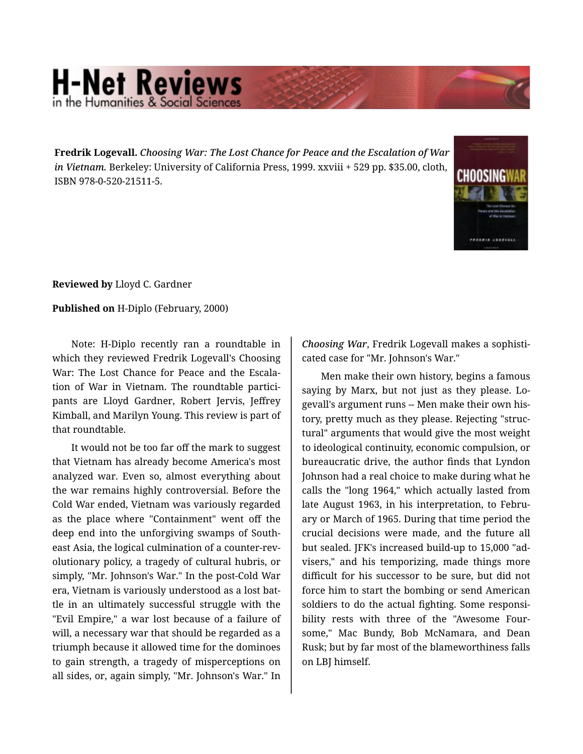# H-Net Reviews in the Humanities & Social Sciences

**Fredrik Logevall.** *Choosing War: The Lost Chance for Peace and the Escalation of War in Vietnam.* Berkeley: University of California Press, 1999. xxviii + 529 pp. $35.00, cloth, ISBN 978-0-520-21511-5.

**Reviewed by** Lloyd C. Gardner

**Published on** H-Diplo (February, 2000)

Note: H-Diplo recently ran a roundtable in which they reviewed Fredrik Logevall's Choosing War: The Lost Chance for Peace and the Escalation of War in Vietnam. The roundtable participants are Lloyd Gardner, Robert Jervis, Jeffrey Kimball, and Marilyn Young. This review is part of that roundtable.

It would not be too far off the mark to suggest that Vietnam has already become America's most analyzed war. Even so, almost everything about the war remains highly controversial. Before the Cold War ended, Vietnam was variously regarded as the place where "Containment" went off the deep end into the unforgiving swamps of Southeast Asia, the logical culmination of a counter-revolutionary policy, a tragedy of cultural hubris, or simply, "Mr. Johnson's War." In the post-Cold War era, Vietnam is variously understood as a lost battle in an ultimately successful struggle with the "Evil Empire," a war lost because of a failure of will, a necessary war that should be regarded as a triumph because it allowed time for the dominoes to gain strength, a tragedy of misperceptions on all sides, or, again simply, "Mr. Johnson's War." In *Choosing War*, Fredrik Logevall makes a sophisticated case for "Mr. Johnson's War."

Men make their own history, begins a famous saying by Marx, but not just as they please. Logevall's argument runs -- Men make their own history, pretty much as they please. Rejecting "structural" arguments that would give the most weight to ideological continuity, economic compulsion, or bureaucratic drive, the author finds that Lyndon Johnson had a real choice to make during what he calls the "long 1964," which actually lasted from late August 1963, in his interpretation, to February or March of 1965. During that time period the crucial decisions were made, and the future all but sealed. JFK's increased build-up to 15,000 "advisers," and his temporizing, made things more difficult for his successor to be sure, but did not force him to start the bombing or send American soldiers to do the actual fighting. Some responsibility rests with three of the "Awesome Foursome," Mac Bundy, Bob McNamara, and Dean Rusk; but by far most of the blameworthiness falls on LBJ himself.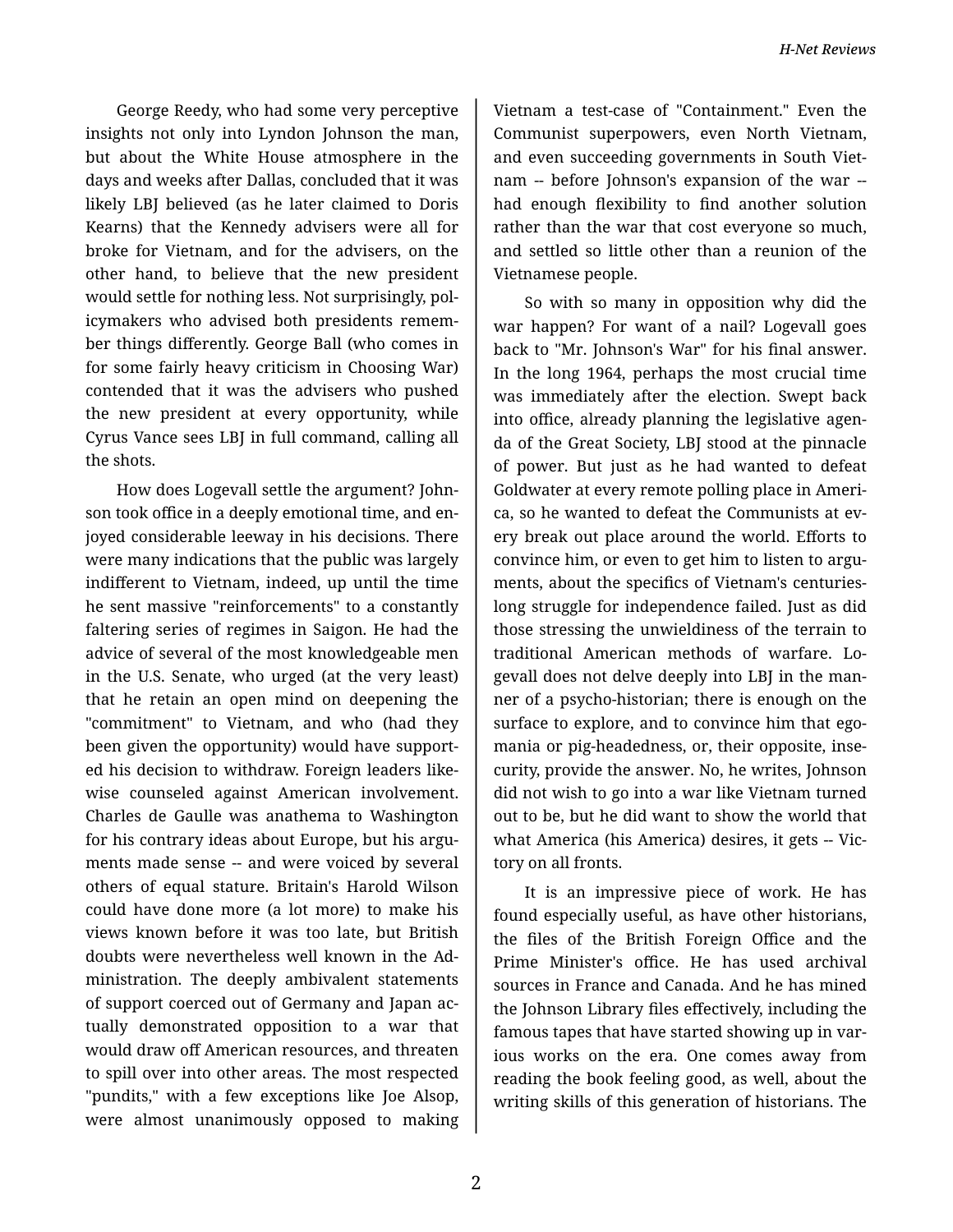George Reedy, who had some very perceptive insights not only into Lyndon Johnson the man, but about the White House atmosphere in the days and weeks after Dallas, concluded that it was likely LBJ believed (as he later claimed to Doris Kearns) that the Kennedy advisers were all for broke for Vietnam, and for the advisers, on the other hand, to believe that the new president would settle for nothing less. Not surprisingly, policymakers who advised both presidents remember things differently. George Ball (who comes in for some fairly heavy criticism in Choosing War) contended that it was the advisers who pushed the new president at every opportunity, while Cyrus Vance sees LBJ in full command, calling all the shots.

How does Logevall settle the argument? Johnson took office in a deeply emotional time, and enjoyed considerable leeway in his decisions. There were many indications that the public was largely indifferent to Vietnam, indeed, up until the time he sent massive "reinforcements" to a constantly faltering series of regimes in Saigon. He had the advice of several of the most knowledgeable men in the U.S. Senate, who urged (at the very least) that he retain an open mind on deepening the "commitment" to Vietnam, and who (had they been given the opportunity) would have supported his decision to withdraw. Foreign leaders likewise counseled against American involvement. Charles de Gaulle was anathema to Washington for his contrary ideas about Europe, but his arguments made sense -- and were voiced by several others of equal stature. Britain's Harold Wilson could have done more (a lot more) to make his views known before it was too late, but British doubts were nevertheless well known in the Administration. The deeply ambivalent statements of support coerced out of Germany and Japan actually demonstrated opposition to a war that would draw off American resources, and threaten to spill over into other areas. The most respected "pundits," with a few exceptions like Joe Alsop, were almost unanimously opposed to making Vietnam a test-case of "Containment." Even the Communist superpowers, even North Vietnam, and even succeeding governments in South Vietnam -- before Johnson's expansion of the war -- had enough flexibility to find another solution rather than the war that cost everyone so much, and settled so little other than a reunion of the Vietnamese people.

So with so many in opposition why did the war happen? For want of a nail? Logevall goes back to "Mr. Johnson's War" for his final answer. In the long 1964, perhaps the most crucial time was immediately after the election. Swept back into office, already planning the legislative agenda of the Great Society, LBJ stood at the pinnacle of power. But just as he had wanted to defeat Goldwater at every remote polling place in America, so he wanted to defeat the Communists at every break out place around the world. Efforts to convince him, or even to get him to listen to arguments, about the specifics of Vietnam's centuries-long struggle for independence failed. Just as did those stressing the unwieldiness of the terrain to traditional American methods of warfare. Logevall does not delve deeply into LBJ in the manner of a psycho-historian; there is enough on the surface to explore, and to convince him that egomania or pig-headedness, or, their opposite, insecurity, provide the answer. No, he writes, Johnson did not wish to go into a war like Vietnam turned out to be, but he did want to show the world that what America (his America) desires, it gets -- Victory on all fronts.

It is an impressive piece of work. He has found especially useful, as have other historians, the files of the British Foreign Office and the Prime Minister's office. He has used archival sources in France and Canada. And he has mined the Johnson Library files effectively, including the famous tapes that have started showing up in various works on the era. One comes away from reading the book feeling good, as well, about the writing skills of this generation of historians. The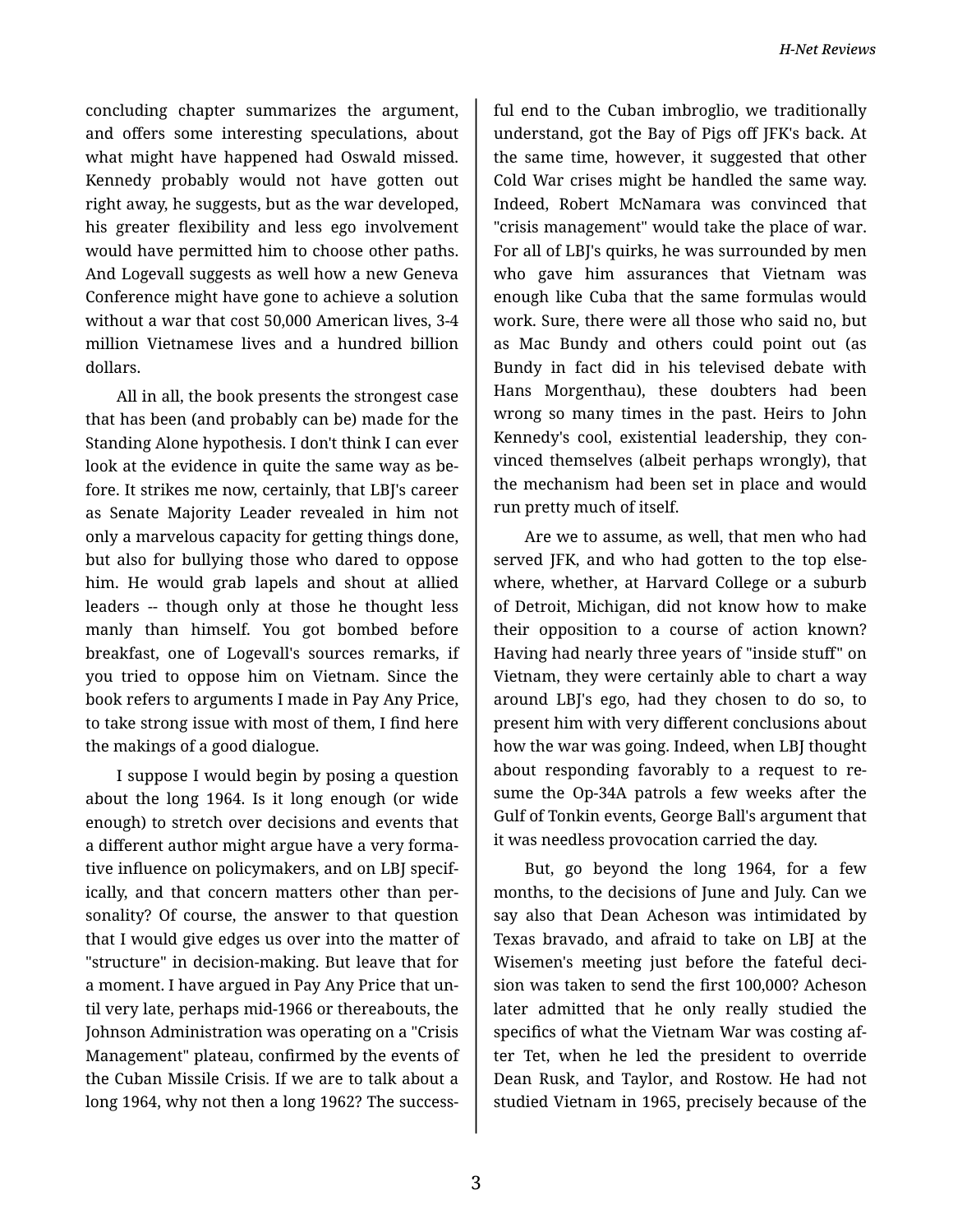concluding chapter summarizes the argument, and offers some interesting speculations, about what might have happened had Oswald missed. Kennedy probably would not have gotten out right away, he suggests, but as the war developed, his greater flexibility and less ego involvement would have permitted him to choose other paths. And Logevall suggests as well how a new Geneva Conference might have gone to achieve a solution without a war that cost 50,000 American lives, 3-4 million Vietnamese lives and a hundred billion dollars.

All in all, the book presents the strongest case that has been (and probably can be) made for the Standing Alone hypothesis. I don't think I can ever look at the evidence in quite the same way as before. It strikes me now, certainly, that LBJ's career as Senate Majority Leader revealed in him not only a marvelous capacity for getting things done, but also for bullying those who dared to oppose him. He would grab lapels and shout at allied leaders -- though only at those he thought less manly than himself. You got bombed before breakfast, one of Logevall's sources remarks, if you tried to oppose him on Vietnam. Since the book refers to arguments I made in Pay Any Price, to take strong issue with most of them, I find here the makings of a good dialogue.

I suppose I would begin by posing a question about the long 1964. Is it long enough (or wide enough) to stretch over decisions and events that a different author might argue have a very formative influence on policymakers, and on LBJ specifically, and that concern matters other than personality? Of course, the answer to that question that I would give edges us over into the matter of "structure" in decision-making. But leave that for a moment. I have argued in Pay Any Price that until very late, perhaps mid-1966 or thereabouts, the Johnson Administration was operating on a "Crisis Management" plateau, confirmed by the events of the Cuban Missile Crisis. If we are to talk about a long 1964, why not then a long 1962? The successful end to the Cuban imbroglio, we traditionally understand, got the Bay of Pigs off JFK's back. At the same time, however, it suggested that other Cold War crises might be handled the same way. Indeed, Robert McNamara was convinced that "crisis management" would take the place of war. For all of LBJ's quirks, he was surrounded by men who gave him assurances that Vietnam was enough like Cuba that the same formulas would work. Sure, there were all those who said no, but as Mac Bundy and others could point out (as Bundy in fact did in his televised debate with Hans Morgenthau), these doubters had been wrong so many times in the past. Heirs to John Kennedy's cool, existential leadership, they convinced themselves (albeit perhaps wrongly), that the mechanism had been set in place and would run pretty much of itself.

Are we to assume, as well, that men who had served JFK, and who had gotten to the top elsewhere, whether, at Harvard College or a suburb of Detroit, Michigan, did not know how to make their opposition to a course of action known? Having had nearly three years of "inside stuff" on Vietnam, they were certainly able to chart a way around LBJ's ego, had they chosen to do so, to present him with very different conclusions about how the war was going. Indeed, when LBJ thought about responding favorably to a request to resume the Op-34A patrols a few weeks after the Gulf of Tonkin events, George Ball's argument that it was needless provocation carried the day.

But, go beyond the long 1964, for a few months, to the decisions of June and July. Can we say also that Dean Acheson was intimidated by Texas bravado, and afraid to take on LBJ at the Wisemen's meeting just before the fateful decision was taken to send the first 100,000? Acheson later admitted that he only really studied the specifics of what the Vietnam War was costing after Tet, when he led the president to override Dean Rusk, and Taylor, and Rostow. He had not studied Vietnam in 1965, precisely because of the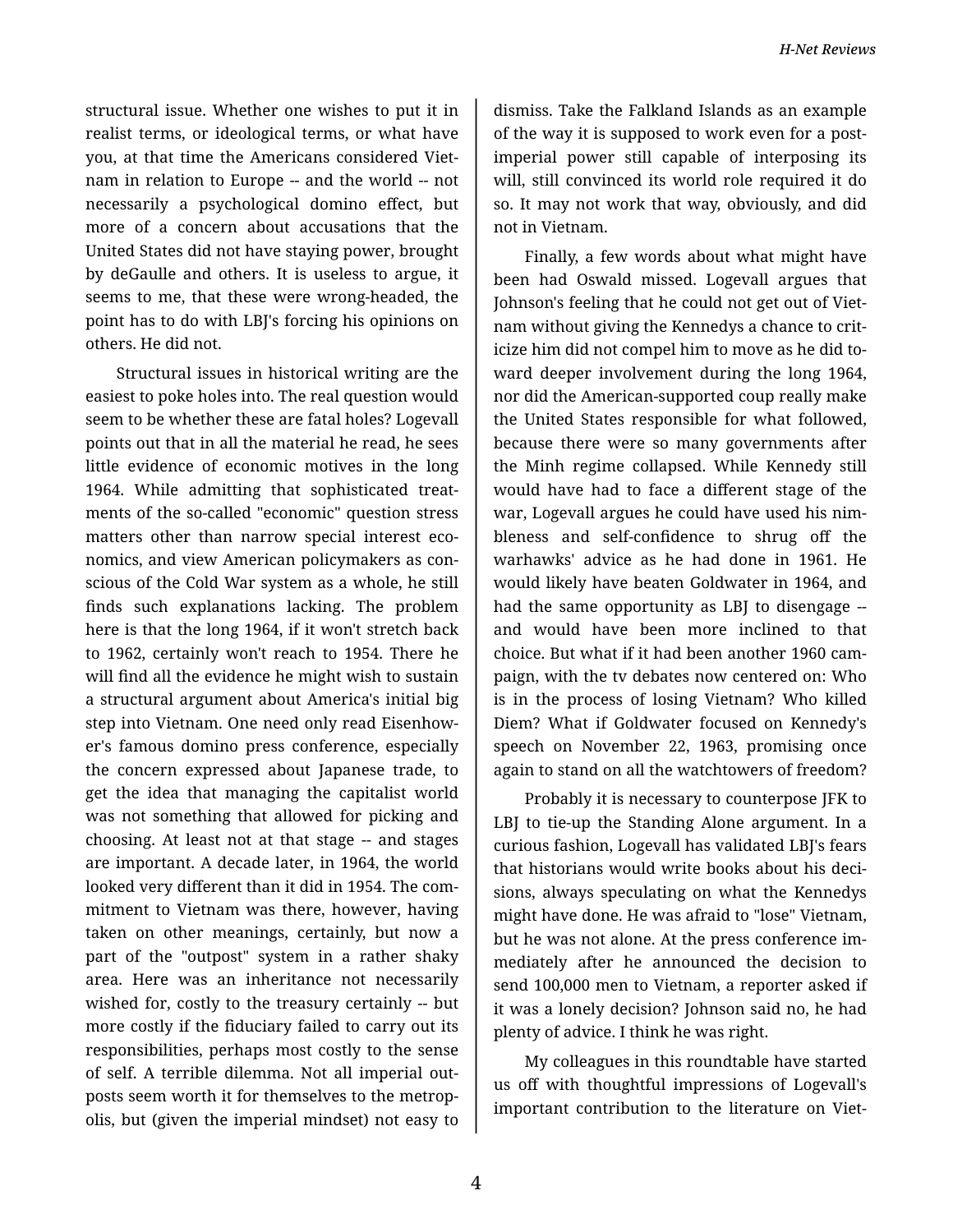structural issue. Whether one wishes to put it in realist terms, or ideological terms, or what have you, at that time the Americans considered Vietnam in relation to Europe -- and the world -- not necessarily a psychological domino effect, but more of a concern about accusations that the United States did not have staying power, brought by deGaulle and others. It is useless to argue, it seems to me, that these were wrong-headed, the point has to do with LBJ's forcing his opinions on others. He did not.

Structural issues in historical writing are the easiest to poke holes into. The real question would seem to be whether these are fatal holes? Logevall points out that in all the material he read, he sees little evidence of economic motives in the long 1964. While admitting that sophisticated treatments of the so-called "economic" question stress matters other than narrow special interest economics, and view American policymakers as conscious of the Cold War system as a whole, he still finds such explanations lacking. The problem here is that the long 1964, if it won't stretch back to 1962, certainly won't reach to 1954. There he will find all the evidence he might wish to sustain a structural argument about America's initial big step into Vietnam. One need only read Eisenhower's famous domino press conference, especially the concern expressed about Japanese trade, to get the idea that managing the capitalist world was not something that allowed for picking and choosing. At least not at that stage -- and stages are important. A decade later, in 1964, the world looked very different than it did in 1954. The commitment to Vietnam was there, however, having taken on other meanings, certainly, but now a part of the "outpost" system in a rather shaky area. Here was an inheritance not necessarily wished for, costly to the treasury certainly -- but more costly if the fiduciary failed to carry out its responsibilities, perhaps most costly to the sense of self. A terrible dilemma. Not all imperial outposts seem worth it for themselves to the metropolis, but (given the imperial mindset) not easy to dismiss. Take the Falkland Islands as an example of the way it is supposed to work even for a post-imperial power still capable of interposing its will, still convinced its world role required it do so. It may not work that way, obviously, and did not in Vietnam.

Finally, a few words about what might have been had Oswald missed. Logevall argues that Johnson's feeling that he could not get out of Vietnam without giving the Kennedys a chance to criticize him did not compel him to move as he did toward deeper involvement during the long 1964, nor did the American-supported coup really make the United States responsible for what followed, because there were so many governments after the Minh regime collapsed. While Kennedy still would have had to face a different stage of the war, Logevall argues he could have used his nimbleness and self-confidence to shrug off the warhawks' advice as he had done in 1961. He would likely have beaten Goldwater in 1964, and had the same opportunity as LBJ to disengage -- and would have been more inclined to that choice. But what if it had been another 1960 campaign, with the tv debates now centered on: Who is in the process of losing Vietnam? Who killed Diem? What if Goldwater focused on Kennedy's speech on November 22, 1963, promising once again to stand on all the watchtowers of freedom?

Probably it is necessary to counterpose JFK to LBJ to tie-up the Standing Alone argument. In a curious fashion, Logevall has validated LBJ's fears that historians would write books about his decisions, always speculating on what the Kennedys might have done. He was afraid to "lose" Vietnam, but he was not alone. At the press conference immediately after he announced the decision to send 100,000 men to Vietnam, a reporter asked if it was a lonely decision? Johnson said no, he had plenty of advice. I think he was right.

My colleagues in this roundtable have started us off with thoughtful impressions of Logevall's important contribution to the literature on Viet-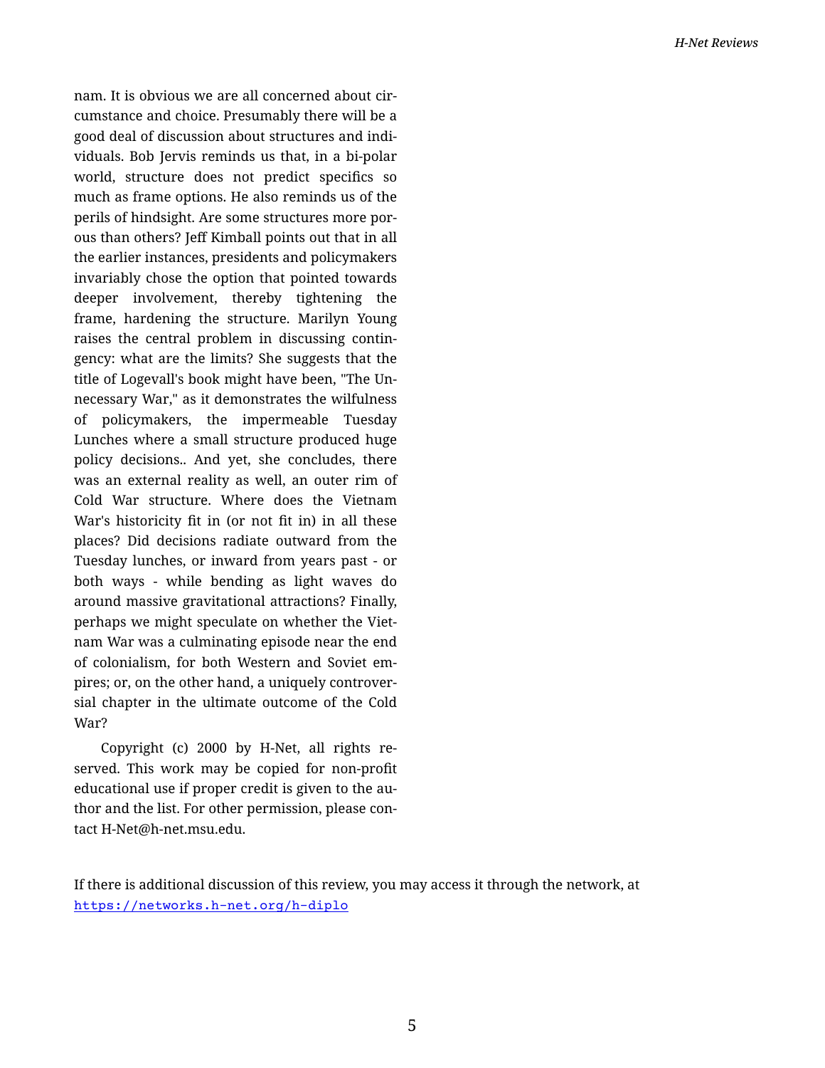nam. It is obvious we are all concerned about circumstance and choice. Presumably there will be a good deal of discussion about structures and individuals. Bob Jervis reminds us that, in a bi-polar world, structure does not predict specifics so much as frame options. He also reminds us of the perils of hindsight. Are some structures more porous than others? Jeff Kimball points out that in all the earlier instances, presidents and policymakers invariably chose the option that pointed towards deeper involvement, thereby tightening the frame, hardening the structure. Marilyn Young raises the central problem in discussing contingency: what are the limits? She suggests that the title of Logevall's book might have been, "The Unnecessary War," as it demonstrates the wilfulness of policymakers, the impermeable Tuesday Lunches where a small structure produced huge policy decisions.. And yet, she concludes, there was an external reality as well, an outer rim of Cold War structure. Where does the Vietnam War's historicity fit in (or not fit in) in all these places? Did decisions radiate outward from the Tuesday lunches, or inward from years past - or both ways - while bending as light waves do around massive gravitational attractions? Finally, perhaps we might speculate on whether the Vietnam War was a culminating episode near the end of colonialism, for both Western and Soviet empires; or, on the other hand, a uniquely controversial chapter in the ultimate outcome of the Cold War?

Copyright (c) 2000 by H-Net, all rights reserved. This work may be copied for non-profit educational use if proper credit is given to the author and the list. For other permission, please contact H-Net@h-net.msu.edu.

If there is additional discussion of this review, you may access it through the network, at https://networks.h-net.org/h-diplo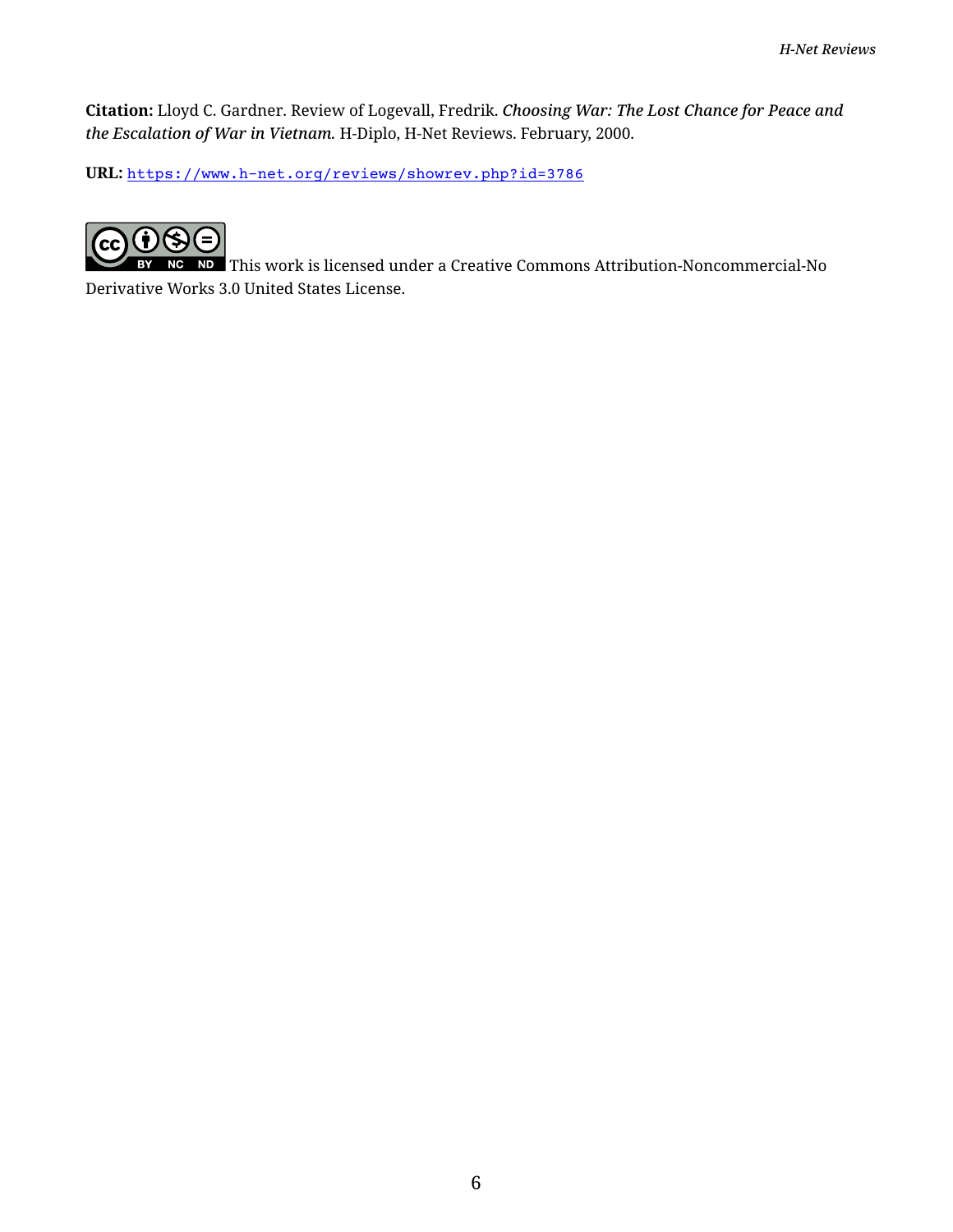**Citation:** Lloyd C. Gardner. Review of Logevall, Fredrik. ***Choosing War: The Lost Chance for Peace and the Escalation of War in Vietnam.*** H-Diplo, H-Net Reviews. February, 2000.

**URL:** https://www.h-net.org/reviews/showrev.php?id=3786

This work is licensed under a Creative Commons Attribution-Noncommercial-No Derivative Works 3.0 United States License.